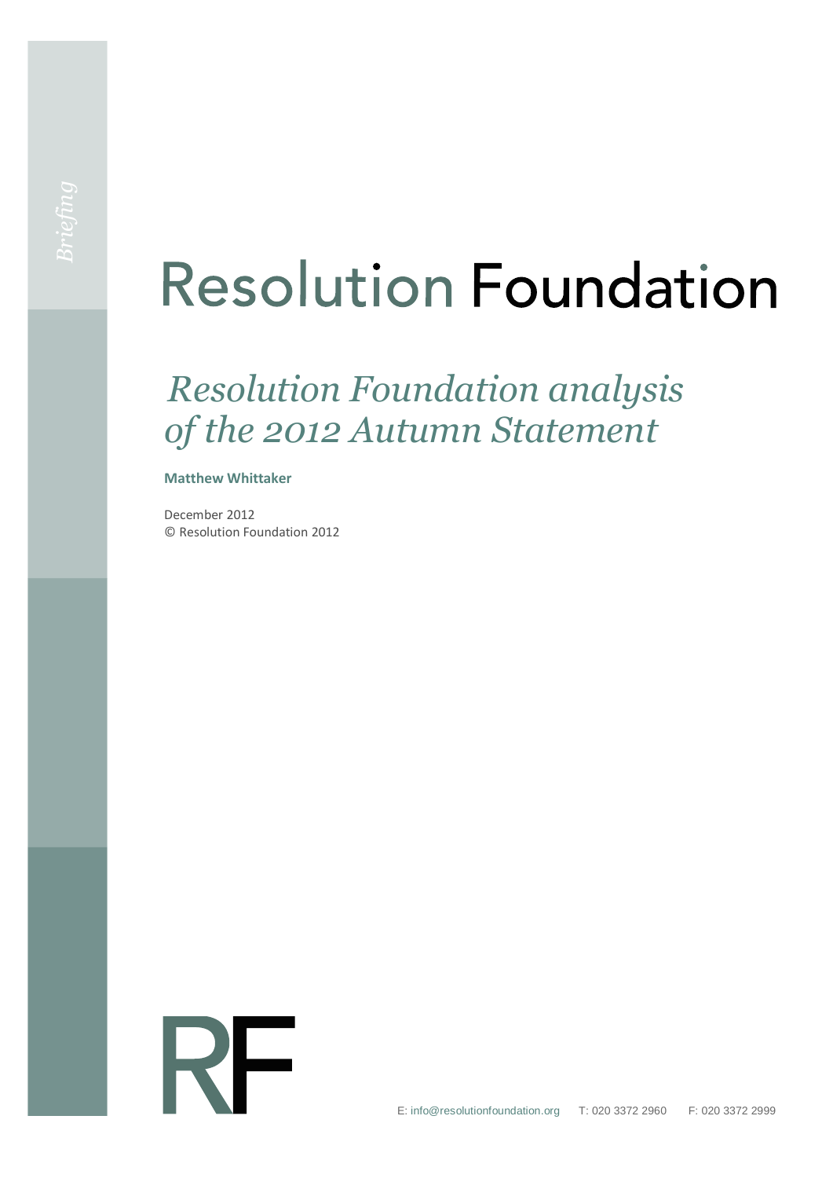*Briefing*

# Resolution Foundation

## *Resolution Foundation analysis of the 2012 Autumn Statement*

**Matthew Whittaker**

December 2012
© Resolution Foundation 2012

E: info@resolutionfoundation.org T: 020 3372 2960 F: 020 3372 2999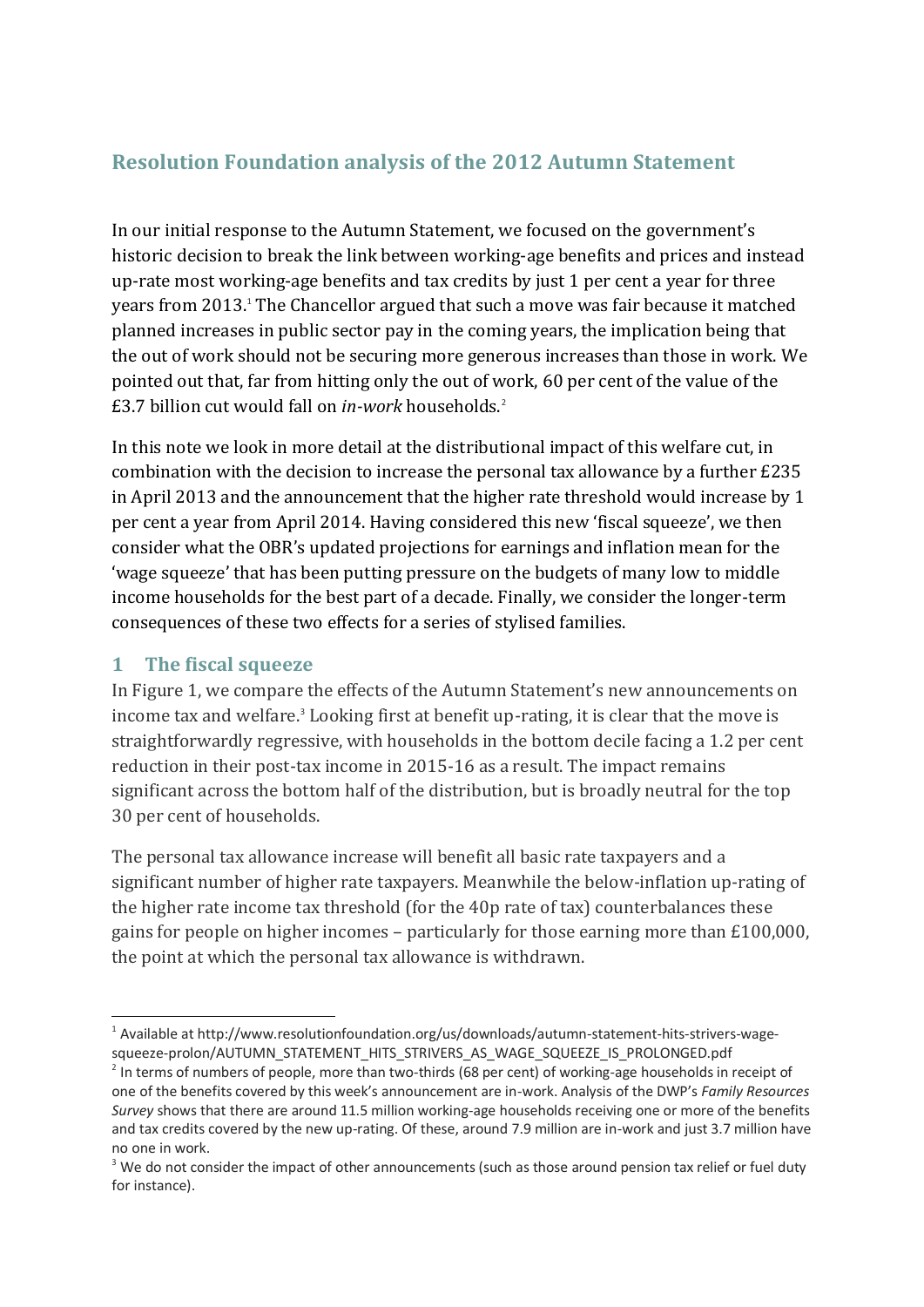## Resolution Foundation analysis of the 2012 Autumn Statement

In our initial response to the Autumn Statement, we focused on the government's historic decision to break the link between working-age benefits and prices and instead up-rate most working-age benefits and tax credits by just 1 per cent a year for three years from 2013.[1] The Chancellor argued that such a move was fair because it matched planned increases in public sector pay in the coming years, the implication being that the out of work should not be securing more generous increases than those in work. We pointed out that, far from hitting only the out of work, 60 per cent of the value of the £3.7 billion cut would fall on *in-work* households.[2]

In this note we look in more detail at the distributional impact of this welfare cut, in combination with the decision to increase the personal tax allowance by a further £235 in April 2013 and the announcement that the higher rate threshold would increase by 1 per cent a year from April 2014. Having considered this new 'fiscal squeeze', we then consider what the OBR's updated projections for earnings and inflation mean for the 'wage squeeze' that has been putting pressure on the budgets of many low to middle income households for the best part of a decade. Finally, we consider the longer-term consequences of these two effects for a series of stylised families.

### 1 The fiscal squeeze

In Figure 1, we compare the effects of the Autumn Statement's new announcements on income tax and welfare.[3] Looking first at benefit up-rating, it is clear that the move is straightforwardly regressive, with households in the bottom decile facing a 1.2 per cent reduction in their post-tax income in 2015-16 as a result. The impact remains significant across the bottom half of the distribution, but is broadly neutral for the top 30 per cent of households.

The personal tax allowance increase will benefit all basic rate taxpayers and a significant number of higher rate taxpayers. Meanwhile the below-inflation up-rating of the higher rate income tax threshold (for the 40p rate of tax) counterbalances these gains for people on higher incomes – particularly for those earning more than £100,000, the point at which the personal tax allowance is withdrawn.

---

[1] Available at http://www.resolutionfoundation.org/us/downloads/autumn-statement-hits-strivers-wage-squeeze-prolon/AUTUMN_STATEMENT_HITS_STRIVERS_AS_WAGE_SQUEEZE_IS_PROLONGED.pdf

[2] In terms of numbers of people, more than two-thirds (68 per cent) of working-age households in receipt of one of the benefits covered by this week's announcement are in-work. Analysis of the DWP's *Family Resources Survey* shows that there are around 11.5 million working-age households receiving one or more of the benefits and tax credits covered by the new up-rating. Of these, around 7.9 million are in-work and just 3.7 million have no one in work.

[3] We do not consider the impact of other announcements (such as those around pension tax relief or fuel duty for instance).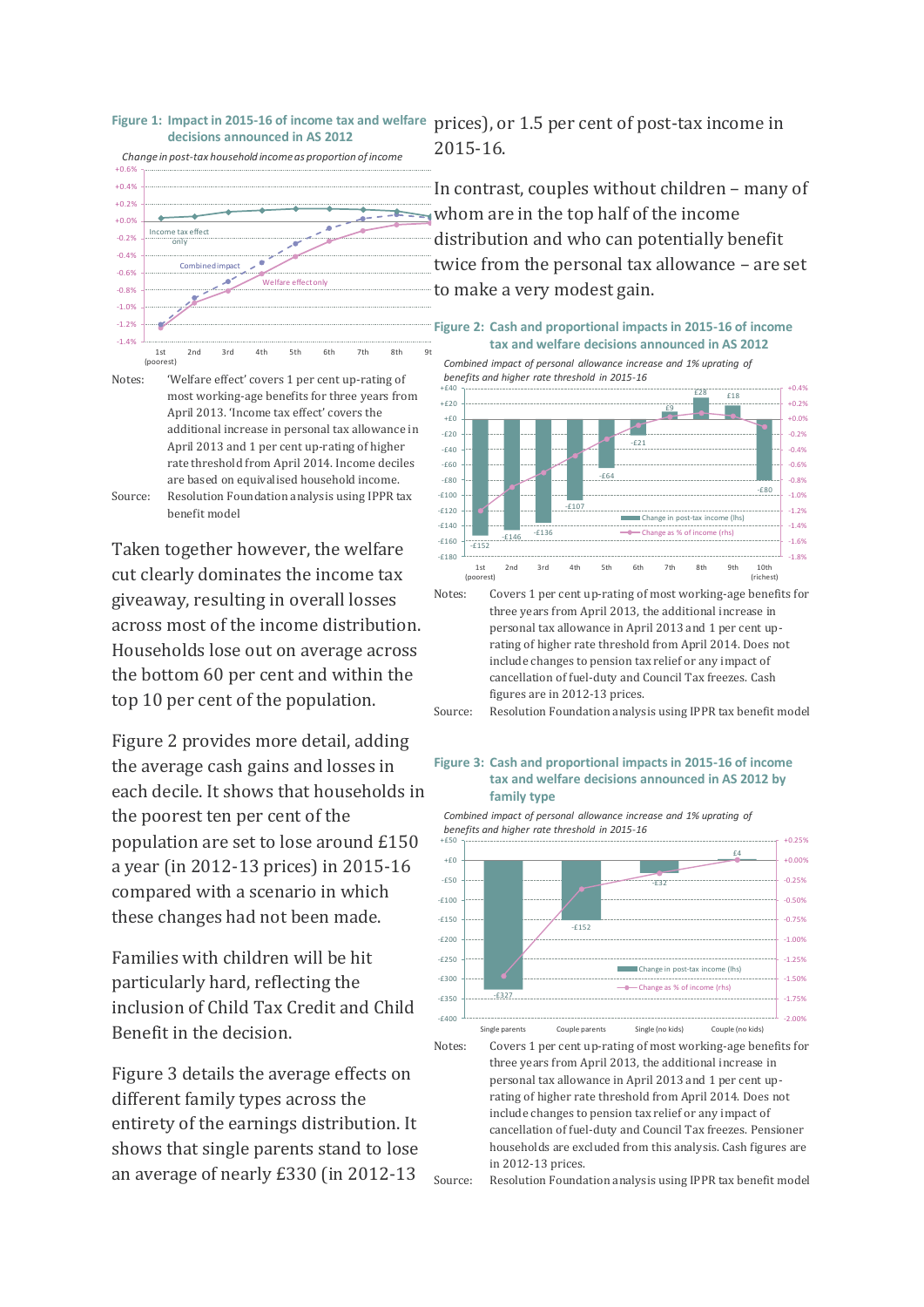**Figure 1: Impact in 2015-16 of income tax and welfare decisions announced in AS 2012**

*Change in post-tax household income as proportion of income*

Notes: 'Welfare effect' covers 1 per cent up-rating of most working-age benefits for three years from April 2013. 'Income tax effect' covers the additional increase in personal tax allowance in April 2013 and 1 per cent up-rating of higher rate threshold from April 2014. Income deciles are based on equivalised household income.

Source: Resolution Foundation analysis using IPPR tax benefit model

Taken together however, the welfare cut clearly dominates the income tax giveaway, resulting in overall losses across most of the income distribution. Households lose out on average across the bottom 60 per cent and within the top 10 per cent of the population.

Figure 2 provides more detail, adding the average cash gains and losses in each decile. It shows that households in the poorest ten per cent of the population are set to lose around £150 a year (in 2012-13 prices) in 2015-16 compared with a scenario in which these changes had not been made.

Families with children will be hit particularly hard, reflecting the inclusion of Child Tax Credit and Child Benefit in the decision.

Figure 3 details the average effects on different family types across the entirety of the earnings distribution. It shows that single parents stand to lose an average of nearly £330 (in 2012-13 prices), or 1.5 per cent of post-tax income in 2015-16.

In contrast, couples without children – many of whom are in the top half of the income distribution and who can potentially benefit twice from the personal tax allowance – are set to make a very modest gain.

**Figure 2: Cash and proportional impacts in 2015-16 of income tax and welfare decisions announced in AS 2012**

*Combined impact of personal allowance increase and 1% uprating of benefits and higher rate threshold in 2015-16*

Notes: Covers 1 per cent up-rating of most working-age benefits for three years from April 2013, the additional increase in personal tax allowance in April 2013 and 1 per cent up-rating of higher rate threshold from April 2014. Does not include changes to pension tax relief or any impact of cancellation of fuel-duty and Council Tax freezes. Cash figures are in 2012-13 prices.

Source: Resolution Foundation analysis using IPPR tax benefit model

**Figure 3: Cash and proportional impacts in 2015-16 of income tax and welfare decisions announced in AS 2012 by family type**

*Combined impact of personal allowance increase and 1% uprating of benefits and higher rate threshold in 2015-16*

Notes: Covers 1 per cent up-rating of most working-age benefits for three years from April 2013, the additional increase in personal tax allowance in April 2013 and 1 per cent up-rating of higher rate threshold from April 2014. Does not include changes to pension tax relief or any impact of cancellation of fuel-duty and Council Tax freezes. Pensioner households are excluded from this analysis. Cash figures are in 2012-13 prices.

Source: Resolution Foundation analysis using IPPR tax benefit model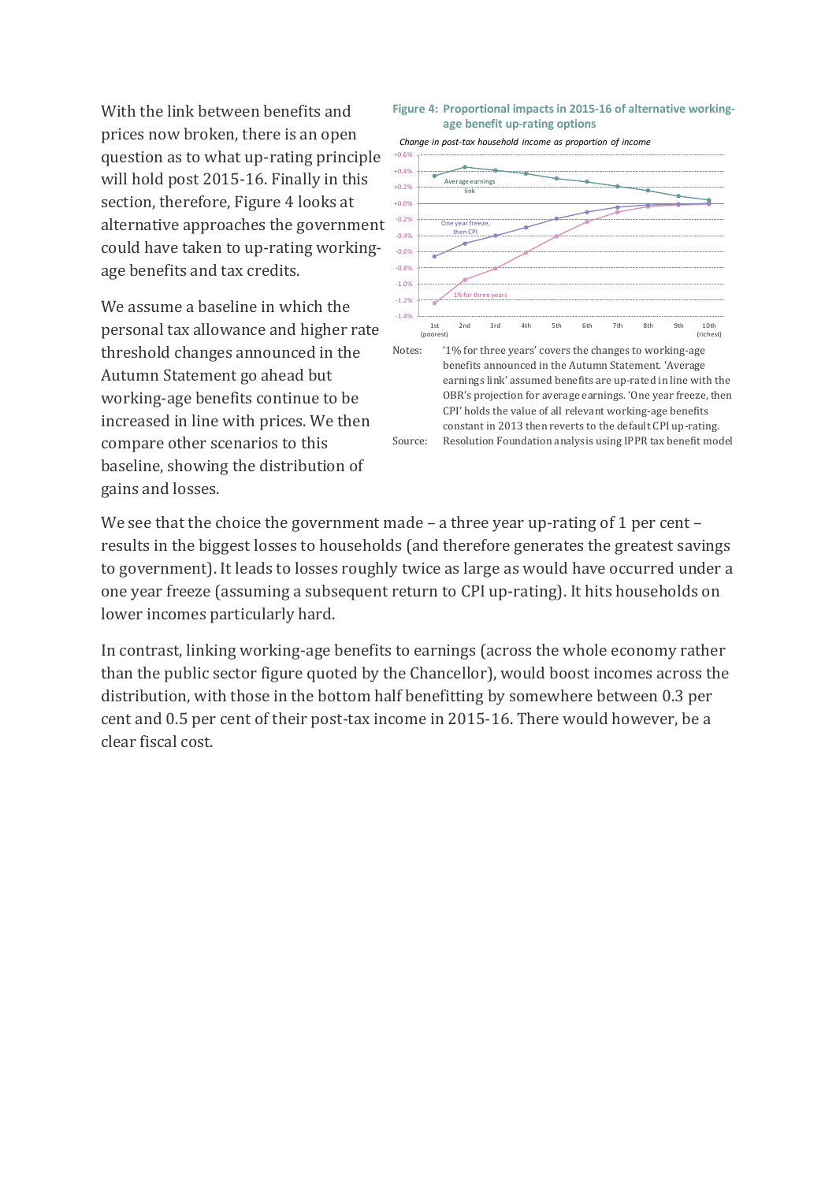With the link between benefits and prices now broken, there is an open question as to what up-rating principle will hold post 2015-16. Finally in this section, therefore, Figure 4 looks at alternative approaches the government could have taken to up-rating working-age benefits and tax credits.

We assume a baseline in which the personal tax allowance and higher rate threshold changes announced in the Autumn Statement go ahead but working-age benefits continue to be increased in line with prices. We then compare other scenarios to this baseline, showing the distribution of gains and losses.

**Figure 4: Proportional impacts in 2015-16 of alternative working-age benefit up-rating options**

*Change in post-tax household income as proportion of income*

Notes: '1% for three years' covers the changes to working-age benefits announced in the Autumn Statement. 'Average earnings link' assumed benefits are up-rated in line with the OBR's projection for average earnings. 'One year freeze, then CPI' holds the value of all relevant working-age benefits constant in 2013 then reverts to the default CPI up-rating.

Source: Resolution Foundation analysis using IPPR tax benefit model

We see that the choice the government made – a three year up-rating of 1 per cent – results in the biggest losses to households (and therefore generates the greatest savings to government). It leads to losses roughly twice as large as would have occurred under a one year freeze (assuming a subsequent return to CPI up-rating). It hits households on lower incomes particularly hard.

In contrast, linking working-age benefits to earnings (across the whole economy rather than the public sector figure quoted by the Chancellor), would boost incomes across the distribution, with those in the bottom half benefitting by somewhere between 0.3 per cent and 0.5 per cent of their post-tax income in 2015-16. There would however, be a clear fiscal cost.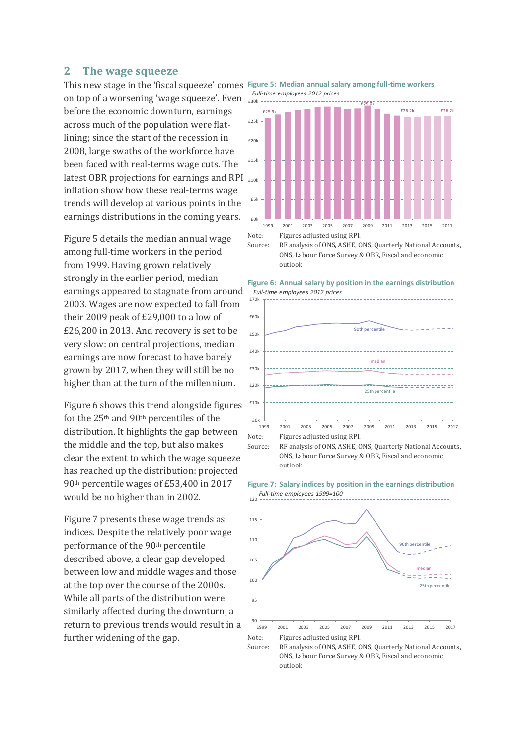## 2 The wage squeeze

This new stage in the 'fiscal squeeze' comes on top of a worsening 'wage squeeze'. Even before the economic downturn, earnings across much of the population were flat-lining; since the start of the recession in 2008, large swaths of the workforce have been faced with real-terms wage cuts. The latest OBR projections for earnings and RPI inflation show how these real-terms wage trends will develop at various points in the earnings distributions in the coming years.

Figure 5 details the median annual wage among full-time workers in the period from 1999. Having grown relatively strongly in the earlier period, median earnings appeared to stagnate from around 2003. Wages are now expected to fall from their 2009 peak of £29,000 to a low of £26,200 in 2013. And recovery is set to be very slow: on central projections, median earnings are now forecast to have barely grown by 2017, when they will still be no higher than at the turn of the millennium.

Figure 6 shows this trend alongside figures for the 25th and 90th percentiles of the distribution. It highlights the gap between the middle and the top, but also makes clear the extent to which the wage squeeze has reached up the distribution: projected 90th percentile wages of £53,400 in 2017 would be no higher than in 2002.

Figure 7 presents these wage trends as indices. Despite the relatively poor wage performance of the 90th percentile described above, a clear gap developed between low and middle wages and those at the top over the course of the 2000s. While all parts of the distribution were similarly affected during the downturn, a return to previous trends would result in a further widening of the gap.

**Figure 5: Median annual salary among full-time workers**

*Full-time employees 2012 prices*

Note: Figures adjusted using RPI.

Source: RF analysis of ONS, ASHE, ONS, Quarterly National Accounts, ONS, Labour Force Survey & OBR, Fiscal and economic outlook

**Figure 6: Annual salary by position in the earnings distribution**

*Full-time employees 2012 prices*

Note: Figures adjusted using RPI.

Source: RF analysis of ONS, ASHE, ONS, Quarterly National Accounts, ONS, Labour Force Survey & OBR, Fiscal and economic outlook

**Figure 7: Salary indices by position in the earnings distribution**

*Full-time employees 1999=100*

Note: Figures adjusted using RPI.

Source: RF analysis of ONS, ASHE, ONS, Quarterly National Accounts, ONS, Labour Force Survey & OBR, Fiscal and economic outlook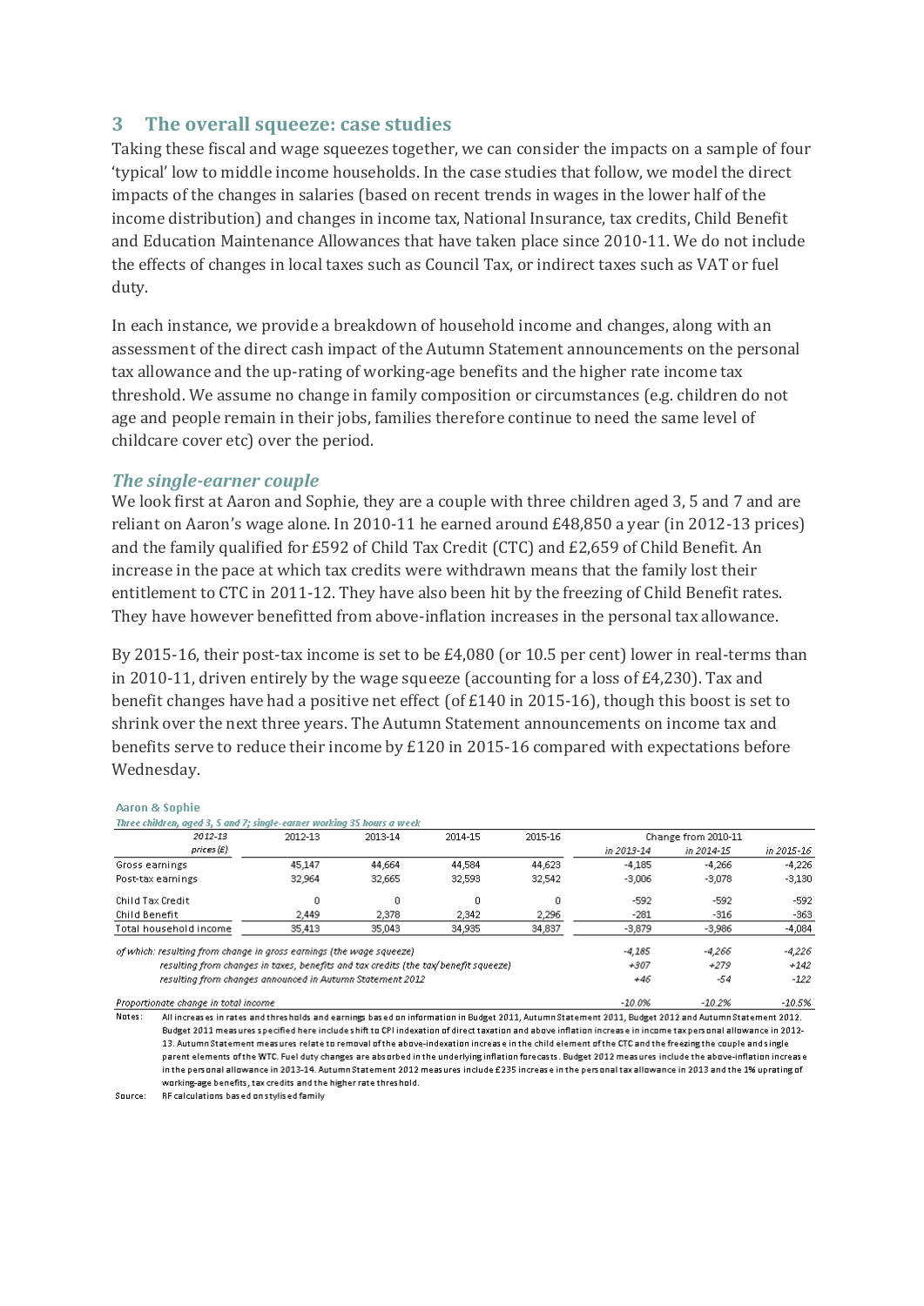## 3 The overall squeeze: case studies

Taking these fiscal and wage squeezes together, we can consider the impacts on a sample of four 'typical' low to middle income households. In the case studies that follow, we model the direct impacts of the changes in salaries (based on recent trends in wages in the lower half of the income distribution) and changes in income tax, National Insurance, tax credits, Child Benefit and Education Maintenance Allowances that have taken place since 2010-11. We do not include the effects of changes in local taxes such as Council Tax, or indirect taxes such as VAT or fuel duty.

In each instance, we provide a breakdown of household income and changes, along with an assessment of the direct cash impact of the Autumn Statement announcements on the personal tax allowance and the up-rating of working-age benefits and the higher rate income tax threshold. We assume no change in family composition or circumstances (e.g. children do not age and people remain in their jobs, families therefore continue to need the same level of childcare cover etc) over the period.

### *The single-earner couple*

We look first at Aaron and Sophie, they are a couple with three children aged 3, 5 and 7 and are reliant on Aaron's wage alone. In 2010-11 he earned around £48,850 a year (in 2012-13 prices) and the family qualified for £592 of Child Tax Credit (CTC) and £2,659 of Child Benefit. An increase in the pace at which tax credits were withdrawn means that the family lost their entitlement to CTC in 2011-12. They have also been hit by the freezing of Child Benefit rates. They have however benefitted from above-inflation increases in the personal tax allowance.

By 2015-16, their post-tax income is set to be £4,080 (or 10.5 per cent) lower in real-terms than in 2010-11, driven entirely by the wage squeeze (accounting for a loss of £4,230). Tax and benefit changes have had a positive net effect (of £140 in 2015-16), though this boost is set to shrink over the next three years. The Autumn Statement announcements on income tax and benefits serve to reduce their income by £120 in 2015-16 compared with expectations before Wednesday.

**Aaron & Sophie**

*Three children, aged 3, 5 and 7; single-earner working 35 hours a week*

| 2012-13 prices (£) | 2012-13 | 2013-14 | 2014-15 | 2015-16 | Change from 2010-11 in 2013-14 | in 2014-15 | in 2015-16 |
|---|---|---|---|---|---|---|---|
| Gross earnings | 45,147 | 44,664 | 44,584 | 44,623 | -4,185 | -4,266 | -4,226 |
| Post-tax earnings | 32,964 | 32,665 | 32,593 | 32,542 | -3,006 | -3,078 | -3,130 |
| Child Tax Credit | 0 | 0 | 0 | 0 | -592 | -592 | -592 |
| Child Benefit | 2,449 | 2,378 | 2,342 | 2,296 | -281 | -316 | -363 |
| Total household income | 35,413 | 35,043 | 34,935 | 34,837 | -3,879 | -3,986 | -4,084 |
| *of which: resulting from change in gross earnings (the wage squeeze)* | | | | | *-4,185* | *-4,266* | *-4,226* |
| *resulting from changes in taxes, benefits and tax credits (the tax/benefit squeeze)* | | | | | *+307* | *+279* | *+142* |
| *resulting from changes announced in Autumn Statement 2012* | | | | | *+46* | *-54* | *-122* |
| *Proportionate change in total income* | | | | | *-10.0%* | *-10.2%* | *-10.5%* |

Notes: All increases in rates and thresholds and earnings based on information in Budget 2011, Autumn Statement 2011, Budget 2012 and Autumn Statement 2012. Budget 2011 measures specified here include shift to CPI indexation of direct taxation and above inflation increase in income tax personal allowance in 2012-13. Autumn Statement measures relate to removal of the above-indexation increase in the child element of the CTC and the freezing the couple and single parent elements of the WTC. Fuel duty changes are absorbed in the underlying inflation forecasts. Budget 2012 measures include the above-inflation increase in the personal allowance in 2013-14. Autumn Statement 2012 measures include £235 increase in the personal tax allowance in 2013 and the 1% uprating of working-age benefits, tax credits and the higher rate threshold.

Source: RF calculations based on stylised family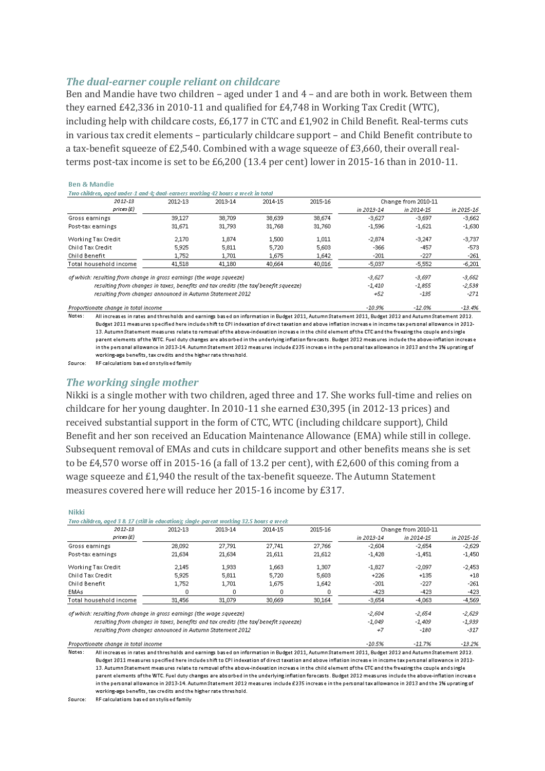## *The dual-earner couple reliant on childcare*

Ben and Mandie have two children – aged under 1 and 4 – and are both in work. Between them they earned £42,336 in 2010-11 and qualified for £4,748 in Working Tax Credit (WTC), including help with childcare costs, £6,177 in CTC and £1,902 in Child Benefit. Real-terms cuts in various tax credit elements – particularly childcare support – and Child Benefit contribute to a tax-benefit squeeze of £2,540. Combined with a wage squeeze of £3,660, their overall real-terms post-tax income is set to be £6,200 (13.4 per cent) lower in 2015-16 than in 2010-11.

**Ben & Mandie**

*Two children, aged under-1 and 4; dual-earners working 42 hours a week in total*

| 2012-13 prices (£) | 2012-13 | 2013-14 | 2014-15 | 2015-16 | Change from 2010-11 in 2013-14 | in 2014-15 | in 2015-16 |
|---|---|---|---|---|---|---|---|
| Gross earnings | 39,127 | 38,709 | 38,639 | 38,674 | -3,627 | -3,697 | -3,662 |
| Post-tax earnings | 31,671 | 31,793 | 31,768 | 31,760 | -1,596 | -1,621 | -1,630 |
| Working Tax Credit | 2,170 | 1,874 | 1,500 | 1,011 | -2,874 | -3,247 | -3,737 |
| Child Tax Credit | 5,925 | 5,811 | 5,720 | 5,603 | -366 | -457 | -573 |
| Child Benefit | 1,752 | 1,701 | 1,675 | 1,642 | -201 | -227 | -261 |
| Total household income | 41,518 | 41,180 | 40,664 | 40,016 | -5,037 | -5,552 | -6,201 |
| *of which: resulting from change in gross earnings (the wage squeeze)* | | | | | *-3,627* | *-3,697* | *-3,662* |
| *resulting from changes in taxes, benefits and tax credits (the tax/benefit squeeze)* | | | | | *-1,410* | *-1,855* | *-2,538* |
| *resulting from changes announced in Autumn Statement 2012* | | | | | *+52* | *-135* | *-271* |
| *Proportionate change in total income* | | | | | *-10.9%* | *-12.0%* | *-13.4%* |

Notes: All increases in rates and thresholds and earnings based on information in Budget 2011, Autumn Statement 2011, Budget 2012 and Autumn Statement 2012. Budget 2011 measures specified here include shift to CPI indexation of direct taxation and above inflation increase in income tax personal allowance in 2012-13. Autumn Statement measures relate to removal of the above-indexation increase in the child element of the CTC and the freezing the couple and single parent elements of the WTC. Fuel duty changes are absorbed in the underlying inflation forecasts. Budget 2012 measures include the above-inflation increase in the personal allowance in 2013-14. Autumn Statement 2012 measures include £235 increase in the personal tax allowance in 2013 and the 1% uprating of working-age benefits, tax credits and the higher rate threshold.

Source: RF calculations based on stylised family

## *The working single mother*

Nikki is a single mother with two children, aged three and 17. She works full-time and relies on childcare for her young daughter. In 2010-11 she earned £30,395 (in 2012-13 prices) and received substantial support in the form of CTC, WTC (including childcare support), Child Benefit and her son received an Education Maintenance Allowance (EMA) while still in college. Subsequent removal of EMAs and cuts in childcare support and other benefits means she is set to be £4,570 worse off in 2015-16 (a fall of 13.2 per cent), with £2,600 of this coming from a wage squeeze and £1,940 the result of the tax-benefit squeeze. The Autumn Statement measures covered here will reduce her 2015-16 income by £317.

**Nikki**

*Two children, aged 3 & 17 (still in education); single-parent working 32.5 hours a week*

| 2012-13 prices (£) | 2012-13 | 2013-14 | 2014-15 | 2015-16 | Change from 2010-11 in 2013-14 | in 2014-15 | in 2015-16 |
|---|---|---|---|---|---|---|---|
| Gross earnings | 28,092 | 27,791 | 27,741 | 27,766 | -2,604 | -2,654 | -2,629 |
| Post-tax earnings | 21,634 | 21,634 | 21,611 | 21,612 | -1,428 | -1,451 | -1,450 |
| Working Tax Credit | 2,145 | 1,933 | 1,663 | 1,307 | -1,827 | -2,097 | -2,453 |
| Child Tax Credit | 5,925 | 5,811 | 5,720 | 5,603 | +226 | +135 | +18 |
| Child Benefit | 1,752 | 1,701 | 1,675 | 1,642 | -201 | -227 | -261 |
| EMAs | 0 | 0 | 0 | 0 | -423 | -423 | -423 |
| Total household income | 31,456 | 31,079 | 30,669 | 30,164 | -3,654 | -4,063 | -4,569 |
| *of which: resulting from change in gross earnings (the wage squeeze)* | | | | | *-2,604* | *-2,654* | *-2,629* |
| *resulting from changes in taxes, benefits and tax credits (the tax/benefit squeeze)* | | | | | *-1,049* | *-1,409* | *-1,939* |
| *resulting from changes announced in Autumn Statement 2012* | | | | | *+7* | *-180* | *-317* |
| *Proportionate change in total income* | | | | | *-10.5%* | *-11.7%* | *-13.2%* |

Notes: All increases in rates and thresholds and earnings based on information in Budget 2011, Autumn Statement 2011, Budget 2012 and Autumn Statement 2012. Budget 2011 measures specified here include shift to CPI indexation of direct taxation and above inflation increase in income tax personal allowance in 2012-13. Autumn Statement measures relate to removal of the above-indexation increase in the child element of the CTC and the freezing the couple and single parent elements of the WTC. Fuel duty changes are absorbed in the underlying inflation forecasts. Budget 2012 measures include the above-inflation increase in the personal allowance in 2013-14. Autumn Statement 2012 measures include £235 increase in the personal tax allowance in 2013 and the 1% uprating of working-age benefits, tax credits and the higher rate threshold.

Source: RF calculations based on stylised family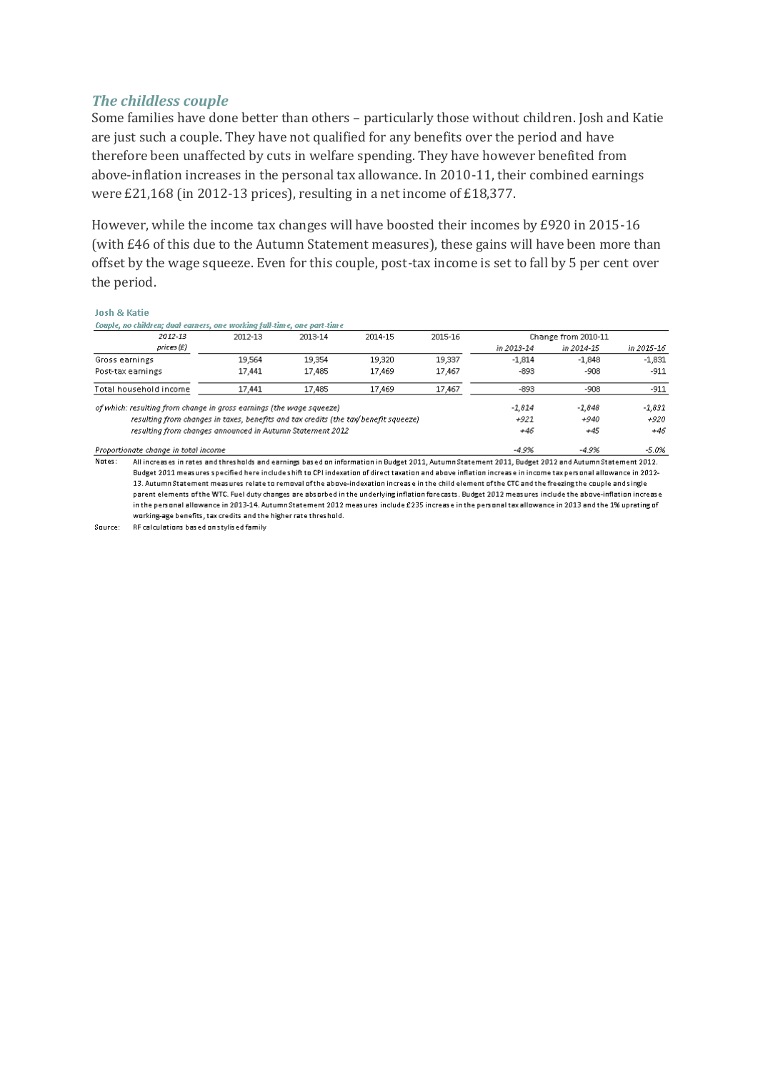### *The childless couple*

Some families have done better than others – particularly those without children. Josh and Katie are just such a couple. They have not qualified for any benefits over the period and have therefore been unaffected by cuts in welfare spending. They have however benefited from above-inflation increases in the personal tax allowance. In 2010-11, their combined earnings were £21,168 (in 2012-13 prices), resulting in a net income of £18,377.

However, while the income tax changes will have boosted their incomes by £920 in 2015-16 (with £46 of this due to the Autumn Statement measures), these gains will have been more than offset by the wage squeeze. Even for this couple, post-tax income is set to fall by 5 per cent over the period.

Josh & Katie

*Couple, no children; dual earners, one working full-time, one part-time*

| *2012-13 prices (£)* | 2012-13 | 2013-14 | 2014-15 | 2015-16 | Change from 2010-11 | | |
|---|---|---|---|---|---|---|---|
| | | | | | *in 2013-14* | *in 2014-15* | *in 2015-16* |
| Gross earnings | 19,564 | 19,354 | 19,320 | 19,337 | -1,814 | -1,848 | -1,831 |
| Post-tax earnings | 17,441 | 17,485 | 17,469 | 17,467 | -893 | -908 | -911 |
| Total household income | 17,441 | 17,485 | 17,469 | 17,467 | -893 | -908 | -911 |
| *of which: resulting from change in gross earnings (the wage squeeze)* | | | | | *-1,814* | *-1,848* | *-1,831* |
| *resulting from changes in taxes, benefits and tax credits (the tax/benefit squeeze)* | | | | | *+921* | *+940* | *+920* |
| *resulting from changes announced in Autumn Statement 2012* | | | | | *+46* | *+45* | *+46* |
| *Proportionate change in total income* | | | | | *-4.9%* | *-4.9%* | *-5.0%* |

Notes: All increases in rates and thresholds and earnings based on information in Budget 2011, Autumn Statement 2011, Budget 2012 and Autumn Statement 2012. Budget 2011 measures specified here include shift to CPI indexation of direct taxation and above inflation increase in income tax personal allowance in 2012-13. Autumn Statement measures relate to removal of the above-indexation increase in the child element of the CTC and the freezing the couple and single parent elements of the WTC. Fuel duty changes are absorbed in the underlying inflation forecasts. Budget 2012 measures include the above-inflation increase in the personal allowance in 2013-14. Autumn Statement 2012 measures include £235 increase in the personal tax allowance in 2013 and the 1% uprating of working-age benefits, tax credits and the higher rate threshold.

Source: RF calculations based on stylised family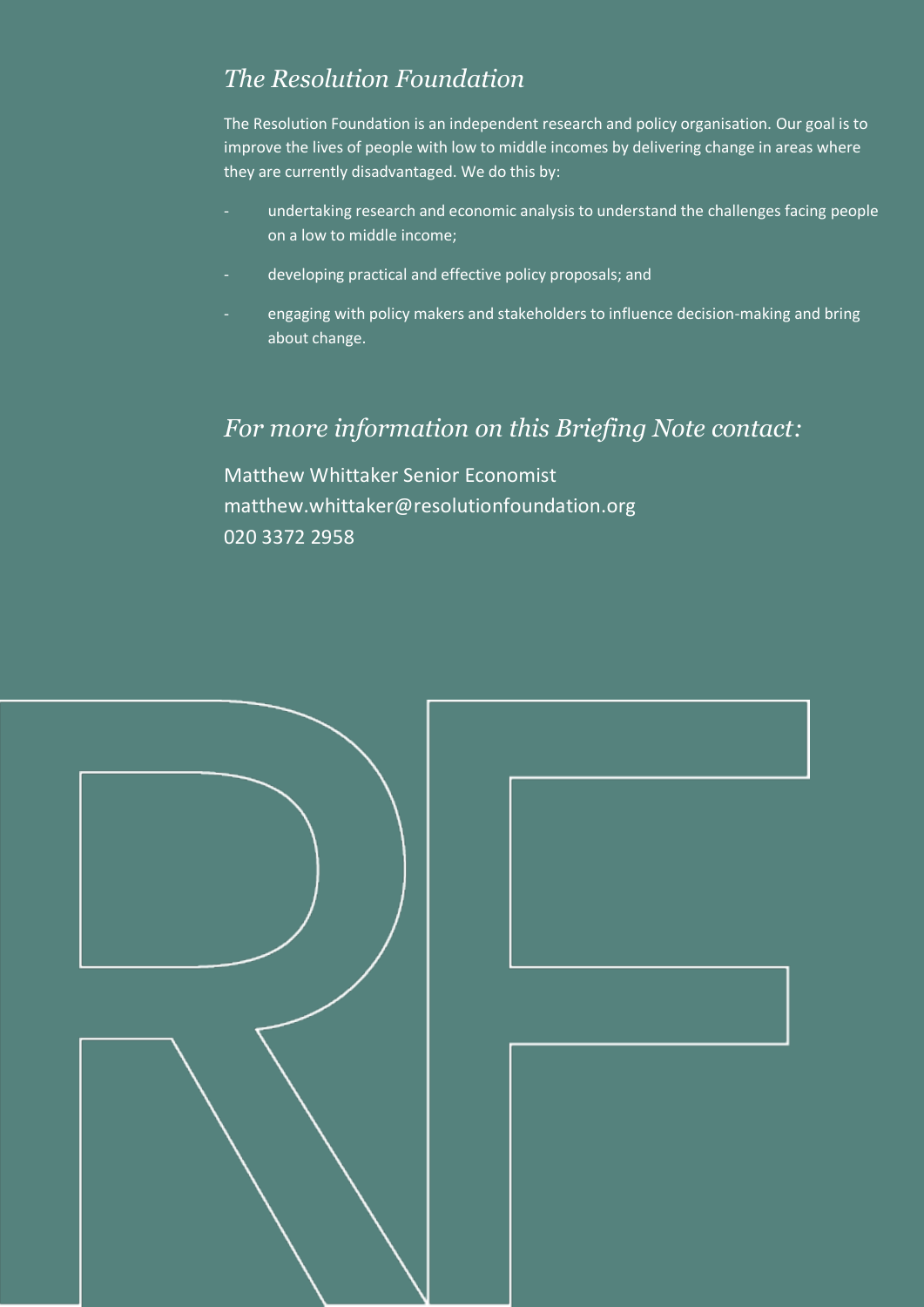## *The Resolution Foundation*

The Resolution Foundation is an independent research and policy organisation. Our goal is to improve the lives of people with low to middle incomes by delivering change in areas where they are currently disadvantaged. We do this by:

- undertaking research and economic analysis to understand the challenges facing people on a low to middle income;
- developing practical and effective policy proposals; and
- engaging with policy makers and stakeholders to influence decision-making and bring about change.

## *For more information on this Briefing Note contact:*

Matthew Whittaker Senior Economist
matthew.whittaker@resolutionfoundation.org
020 3372 2958